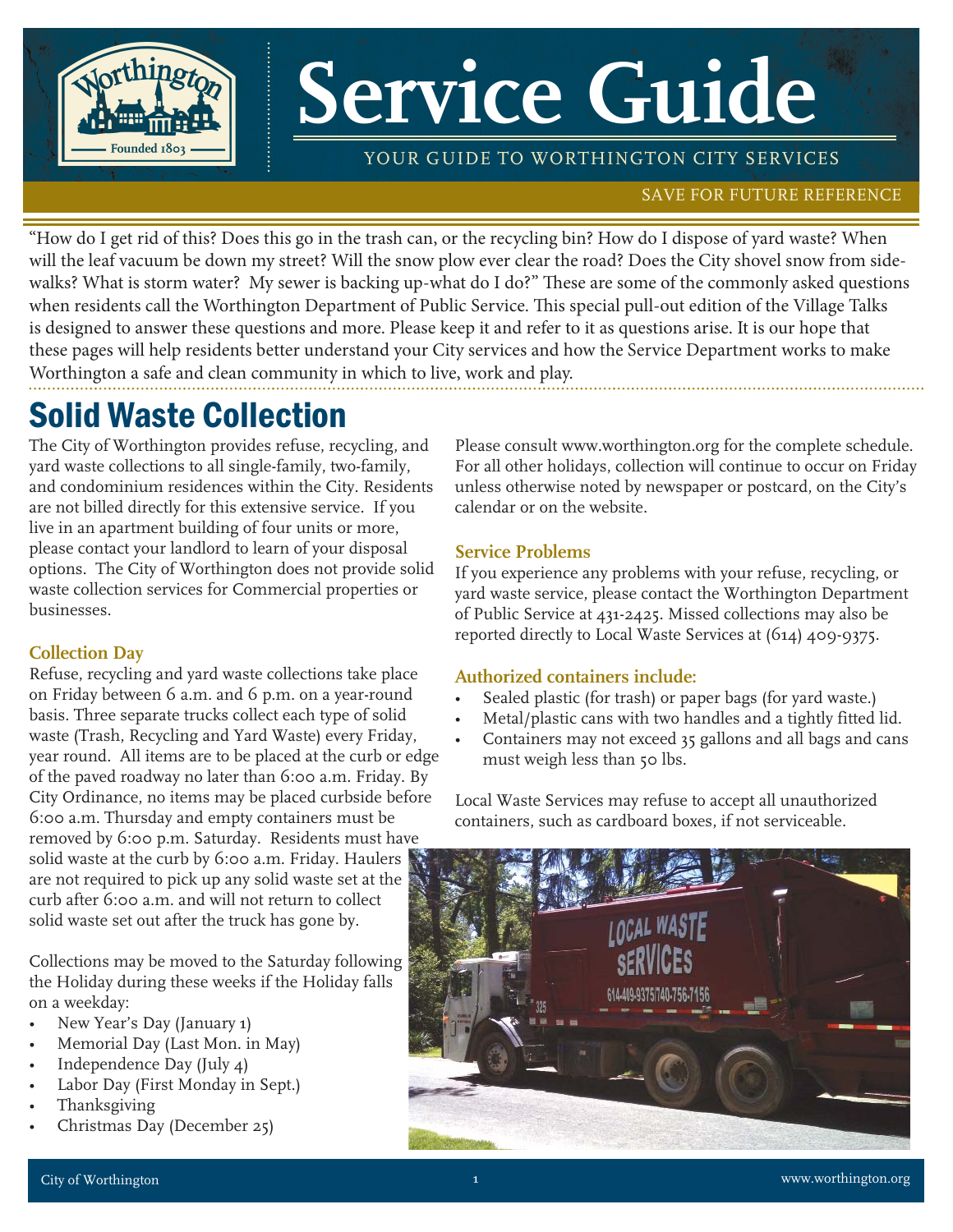# Service Guide

YOUR GUIDE TO WORTHINGTON CITY SERVICES

SAVE FOR FUTURE REFERENCE

"How do I get rid of this? Does this go in the trash can, or the recycling bin? How do I dispose of yard waste? When will the leaf vacuum be down my street? Will the snow plow ever clear the road? Does the City shovel snow from sidewalks? What is storm water? My sewer is backing up-what do I do?" These are some of the commonly asked questions when residents call the Worthington Department of Public Service. This special pull-out edition of the Village Talks is designed to answer these questions and more. Please keep it and refer to it as questions arise. It is our hope that these pages will help residents better understand your City services and how the Service Department works to make Worthington a safe and clean community in which to live, work and play.

## Solid Waste Collection

The City of Worthington provides refuse, recycling, and yard waste collections to all single-family, two-family, and condominium residences within the City. Residents are not billed directly for this extensive service. If you live in an apartment building of four units or more, please contact your landlord to learn of your disposal options. The City of Worthington does not provide solid waste collection services for Commercial properties or businesses.

### Collection Day

Refuse, recycling and yard waste collections take place on Friday between 6 a.m. and 6 p.m. on a year-round basis. Three separate trucks collect each type of solid waste (Trash, Recycling and Yard Waste) every Friday, year round. All items are to be placed at the curb or edge of the paved roadway no later than 6:00 a.m. Friday. By City Ordinance, no items may be placed curbside before 6:00 a.m. Thursday and empty containers must be removed by 6:00 p.m. Saturday. Residents must have solid waste at the curb by 6:00 a.m. Friday. Haulers are not required to pick up any solid waste set at the curb after 6:00 a.m. and will not return to collect solid waste set out after the truck has gone by.

Collections may be moved to the Saturday following the Holiday during these weeks if the Holiday falls on a weekday:

- New Year's Day (January 1)
- Memorial Day (Last Mon. in May)
- Independence Day (July 4)
- Labor Day (First Monday in Sept.)
- Thanksgiving
- Christmas Day (December 25)

Please consult www.worthington.org for the complete schedule. For all other holidays, collection will continue to occur on Friday unless otherwise noted by newspaper or postcard, on the City's calendar or on the website.

### Service Problems

If you experience any problems with your refuse, recycling, or yard waste service, please contact the Worthington Department of Public Service at 431-2425. Missed collections may also be reported directly to Local Waste Services at (614) 409-9375.

### Authorized containers include:

- Sealed plastic (for trash) or paper bags (for yard waste.)
- Metal/plastic cans with two handles and a tightly fitted lid.
- Containers may not exceed 35 gallons and all bags and cans must weigh less than 50 lbs.

Local Waste Services may refuse to accept all unauthorized containers, such as cardboard boxes, if not serviceable.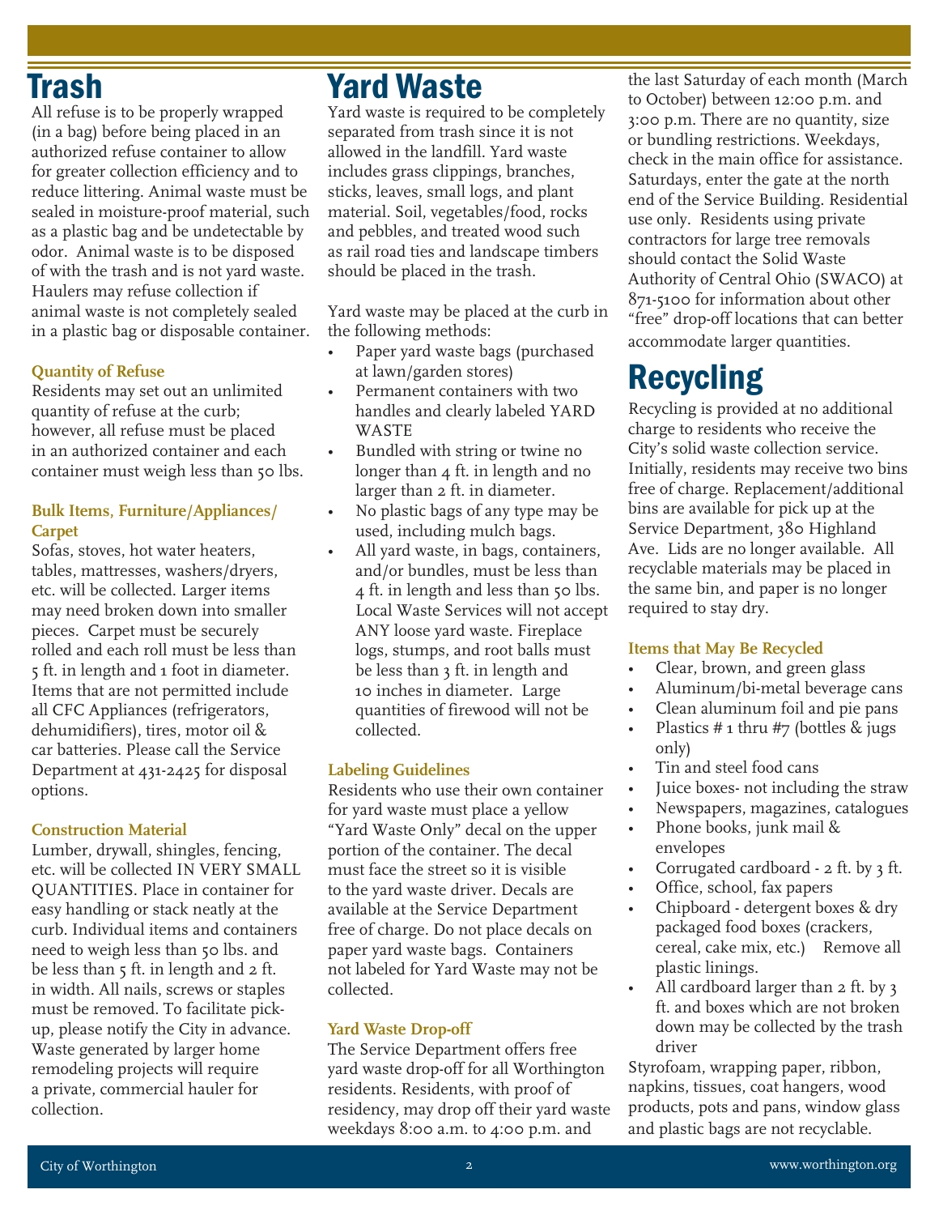# Trash

All refuse is to be properly wrapped (in a bag) before being placed in an authorized refuse container to allow for greater collection efficiency and to reduce littering. Animal waste must be sealed in moisture-proof material, such as a plastic bag and be undetectable by odor. Animal waste is to be disposed of with the trash and is not yard waste. Haulers may refuse collection if animal waste is not completely sealed in a plastic bag or disposable container.

### Quantity of Refuse

Residents may set out an unlimited quantity of refuse at the curb; however, all refuse must be placed in an authorized container and each container must weigh less than 50 lbs.

### Bulk Items, Furniture/Appliances/ Carpet

Sofas, stoves, hot water heaters, tables, mattresses, washers/dryers, etc. will be collected. Larger items may need broken down into smaller pieces. Carpet must be securely rolled and each roll must be less than 5 ft. in length and 1 foot in diameter. Items that are not permitted include all CFC Appliances (refrigerators, dehumidifiers), tires, motor oil & car batteries. Please call the Service Department at 431-2425 for disposal options.

### Construction Material

Lumber, drywall, shingles, fencing, etc. will be collected IN VERY SMALL QUANTITIES. Place in container for easy handling or stack neatly at the curb. Individual items and containers need to weigh less than 50 lbs. and be less than 5 ft. in length and 2 ft. in width. All nails, screws or staples must be removed. To facilitate pick-up, please notify the City in advance. Waste generated by larger home remodeling projects will require a private, commercial hauler for collection.

# Yard Waste

Yard waste is required to be completely separated from trash since it is not allowed in the landfill. Yard waste includes grass clippings, branches, sticks, leaves, small logs, and plant material. Soil, vegetables/food, rocks and pebbles, and treated wood such as rail road ties and landscape timbers should be placed in the trash.

Yard waste may be placed at the curb in the following methods:

- Paper yard waste bags (purchased at lawn/garden stores)
- Permanent containers with two handles and clearly labeled YARD WASTE
- Bundled with string or twine no longer than 4 ft. in length and no larger than 2 ft. in diameter.
- No plastic bags of any type may be used, including mulch bags.
- All yard waste, in bags, containers, and/or bundles, must be less than 4 ft. in length and less than 50 lbs. Local Waste Services will not accept ANY loose yard waste. Fireplace logs, stumps, and root balls must be less than 3 ft. in length and 10 inches in diameter. Large quantities of firewood will not be collected.

### Labeling Guidelines

Residents who use their own container for yard waste must place a yellow "Yard Waste Only" decal on the upper portion of the container. The decal must face the street so it is visible to the yard waste driver. Decals are available at the Service Department free of charge. Do not place decals on paper yard waste bags. Containers not labeled for Yard Waste may not be collected.

### Yard Waste Drop-off

The Service Department offers free yard waste drop-off for all Worthington residents. Residents, with proof of residency, may drop off their yard waste weekdays 8:00 a.m. to 4:00 p.m. and the last Saturday of each month (March to October) between 12:00 p.m. and 3:00 p.m. There are no quantity, size or bundling restrictions. Weekdays, check in the main office for assistance. Saturdays, enter the gate at the north end of the Service Building. Residential use only. Residents using private contractors for large tree removals should contact the Solid Waste Authority of Central Ohio (SWACO) at 871-5100 for information about other "free" drop-off locations that can better accommodate larger quantities.

# Recycling

Recycling is provided at no additional charge to residents who receive the City's solid waste collection service. Initially, residents may receive two bins free of charge. Replacement/additional bins are available for pick up at the Service Department, 380 Highland Ave. Lids are no longer available. All recyclable materials may be placed in the same bin, and paper is no longer required to stay dry.

### Items that May Be Recycled

- Clear, brown, and green glass
- Aluminum/bi-metal beverage cans
- Clean aluminum foil and pie pans
- Plastics # 1 thru #7 (bottles & jugs only)
- Tin and steel food cans
- Juice boxes- not including the straw
- Newspapers, magazines, catalogues
- Phone books, junk mail & envelopes
- Corrugated cardboard - 2 ft. by 3 ft.
- Office, school, fax papers
- Chipboard - detergent boxes & dry packaged food boxes (crackers, cereal, cake mix, etc.) Remove all plastic linings.
- All cardboard larger than 2 ft. by 3 ft. and boxes which are not broken down may be collected by the trash driver

Styrofoam, wrapping paper, ribbon, napkins, tissues, coat hangers, wood products, pots and pans, window glass and plastic bags are not recyclable.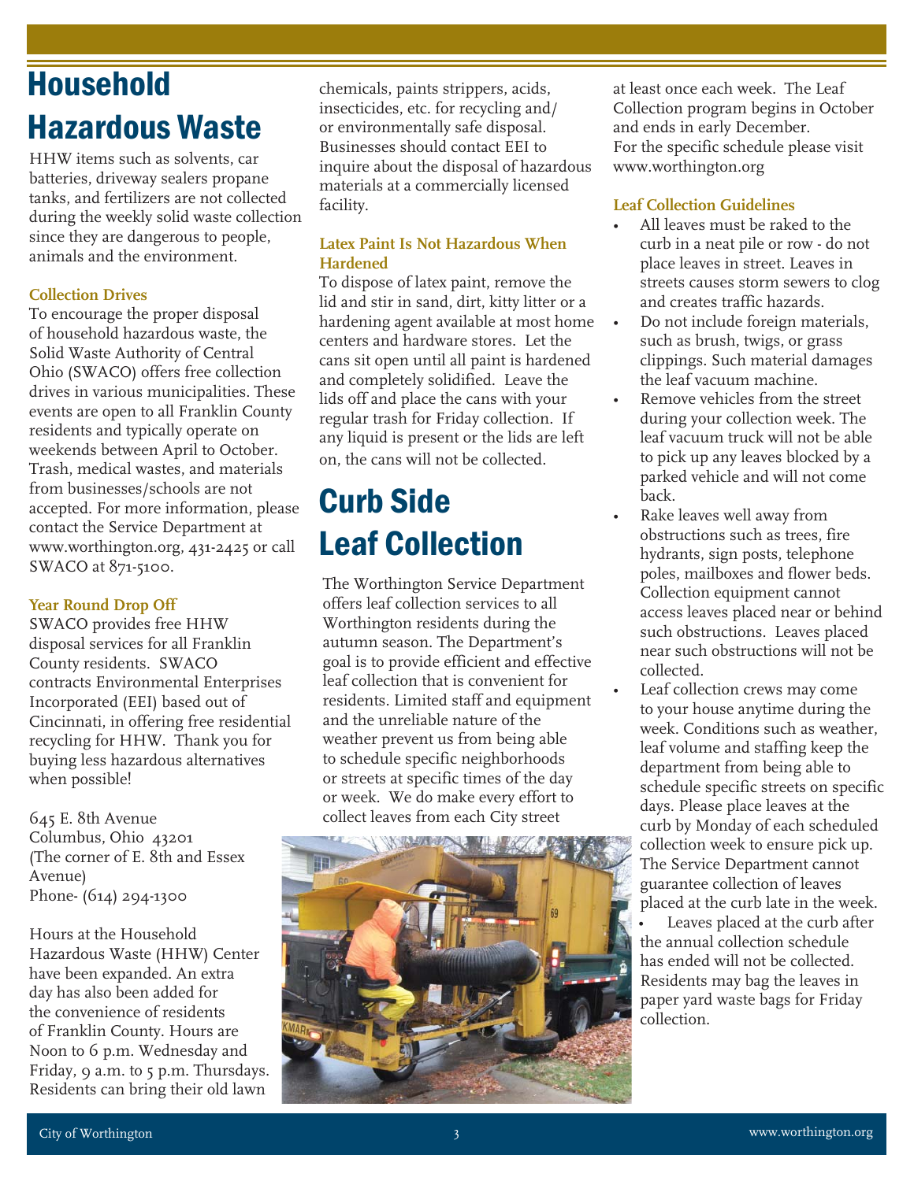# Household Hazardous Waste

HHW items such as solvents, car batteries, driveway sealers propane tanks, and fertilizers are not collected during the weekly solid waste collection since they are dangerous to people, animals and the environment.

### Collection Drives

To encourage the proper disposal of household hazardous waste, the Solid Waste Authority of Central Ohio (SWACO) offers free collection drives in various municipalities. These events are open to all Franklin County residents and typically operate on weekends between April to October. Trash, medical wastes, and materials from businesses/schools are not accepted. For more information, please contact the Service Department at www.worthington.org, 431-2425 or call SWACO at 871-5100.

### Year Round Drop Off

SWACO provides free HHW disposal services for all Franklin County residents. SWACO contracts Environmental Enterprises Incorporated (EEI) based out of Cincinnati, in offering free residential recycling for HHW. Thank you for buying less hazardous alternatives when possible!

645 E. 8th Avenue
Columbus, Ohio 43201
(The corner of E. 8th and Essex Avenue)
Phone- (614) 294-1300

Hours at the Household Hazardous Waste (HHW) Center have been expanded. An extra day has also been added for the convenience of residents of Franklin County. Hours are Noon to 6 p.m. Wednesday and Friday, 9 a.m. to 5 p.m. Thursdays. Residents can bring their old lawn chemicals, paints strippers, acids, insecticides, etc. for recycling and/or environmentally safe disposal. Businesses should contact EEI to inquire about the disposal of hazardous materials at a commercially licensed facility.

### Latex Paint Is Not Hazardous When Hardened

To dispose of latex paint, remove the lid and stir in sand, dirt, kitty litter or a hardening agent available at most home centers and hardware stores. Let the cans sit open until all paint is hardened and completely solidified. Leave the lids off and place the cans with your regular trash for Friday collection. If any liquid is present or the lids are left on, the cans will not be collected.

# Curb Side Leaf Collection

The Worthington Service Department offers leaf collection services to all Worthington residents during the autumn season. The Department's goal is to provide efficient and effective leaf collection that is convenient for residents. Limited staff and equipment and the unreliable nature of the weather prevent us from being able to schedule specific neighborhoods or streets at specific times of the day or week. We do make every effort to collect leaves from each City street at least once each week. The Leaf Collection program begins in October and ends in early December. For the specific schedule please visit www.worthington.org

### Leaf Collection Guidelines

- All leaves must be raked to the curb in a neat pile or row - do not place leaves in street. Leaves in streets causes storm sewers to clog and creates traffic hazards.
- Do not include foreign materials, such as brush, twigs, or grass clippings. Such material damages the leaf vacuum machine.
- Remove vehicles from the street during your collection week. The leaf vacuum truck will not be able to pick up any leaves blocked by a parked vehicle and will not come back.
- Rake leaves well away from obstructions such as trees, fire hydrants, sign posts, telephone poles, mailboxes and flower beds. Collection equipment cannot access leaves placed near or behind such obstructions. Leaves placed near such obstructions will not be collected.
- Leaf collection crews may come to your house anytime during the week. Conditions such as weather, leaf volume and staffing keep the department from being able to schedule specific streets on specific days. Please place leaves at the curb by Monday of each scheduled collection week to ensure pick up. The Service Department cannot guarantee collection of leaves placed at the curb late in the week.
- Leaves placed at the curb after the annual collection schedule has ended will not be collected. Residents may bag the leaves in paper yard waste bags for Friday collection.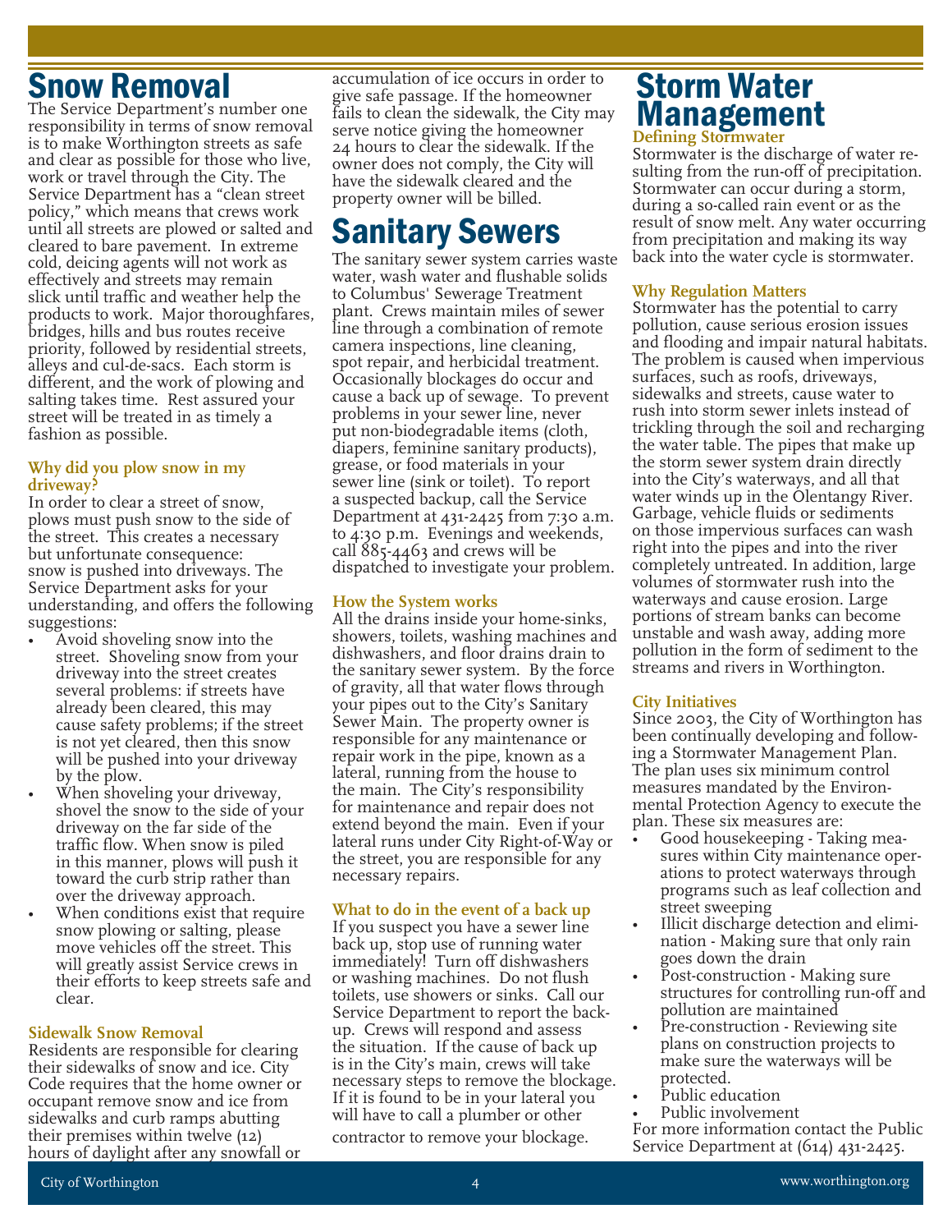# Snow Removal

The Service Department's number one responsibility in terms of snow removal is to make Worthington streets as safe and clear as possible for those who live, work or travel through the City. The Service Department has a "clean street policy," which means that crews work until all streets are plowed or salted and cleared to bare pavement. In extreme cold, deicing agents will not work as effectively and streets may remain slick until traffic and weather help the products to work. Major thoroughfares, bridges, hills and bus routes receive priority, followed by residential streets, alleys and cul-de-sacs. Each storm is different, and the work of plowing and salting takes time. Rest assured your street will be treated in as timely a fashion as possible.

### Why did you plow snow in my driveway?

In order to clear a street of snow, plows must push snow to the side of the street. This creates a necessary but unfortunate consequence: snow is pushed into driveways. The Service Department asks for your understanding, and offers the following suggestions:

- Avoid shoveling snow into the street. Shoveling snow from your driveway into the street creates several problems: if streets have already been cleared, this may cause safety problems; if the street is not yet cleared, then this snow will be pushed into your driveway by the plow.
- When shoveling your driveway, shovel the snow to the side of your driveway on the far side of the traffic flow. When snow is piled in this manner, plows will push it toward the curb strip rather than over the driveway approach.
- When conditions exist that require snow plowing or salting, please move vehicles off the street. This will greatly assist Service crews in their efforts to keep streets safe and clear.

### Sidewalk Snow Removal

Residents are responsible for clearing their sidewalks of snow and ice. City Code requires that the home owner or occupant remove snow and ice from sidewalks and curb ramps abutting their premises within twelve (12) hours of daylight after any snowfall or accumulation of ice occurs in order to give safe passage. If the homeowner fails to clean the sidewalk, the City may serve notice giving the homeowner 24 hours to clear the sidewalk. If the owner does not comply, the City will have the sidewalk cleared and the property owner will be billed.

# Sanitary Sewers

The sanitary sewer system carries waste water, wash water and flushable solids to Columbus' Sewerage Treatment plant. Crews maintain miles of sewer line through a combination of remote camera inspections, line cleaning, spot repair, and herbicidal treatment. Occasionally blockages do occur and cause a back up of sewage. To prevent problems in your sewer line, never put non-biodegradable items (cloth, diapers, feminine sanitary products), grease, or food materials in your sewer line (sink or toilet). To report a suspected backup, call the Service Department at 431-2425 from 7:30 a.m. to 4:30 p.m. Evenings and weekends, call 885-4463 and crews will be dispatched to investigate your problem.

### How the System works

All the drains inside your home-sinks, showers, toilets, washing machines and dishwashers, and floor drains drain to the sanitary sewer system. By the force of gravity, all that water flows through your pipes out to the City's Sanitary Sewer Main. The property owner is responsible for any maintenance or repair work in the pipe, known as a lateral, running from the house to the main. The City's responsibility for maintenance and repair does not extend beyond the main. Even if your lateral runs under City Right-of-Way or the street, you are responsible for any necessary repairs.

### What to do in the event of a back up

If you suspect you have a sewer line back up, stop use of running water immediately! Turn off dishwashers or washing machines. Do not flush toilets, use showers or sinks. Call our Service Department to report the back-up. Crews will respond and assess the situation. If the cause of back up is in the City's main, crews will take necessary steps to remove the blockage. If it is found to be in your lateral you will have to call a plumber or other contractor to remove your blockage.

# Storm Water Management

### Defining Stormwater

Stormwater is the discharge of water resulting from the run-off of precipitation. Stormwater can occur during a storm, during a so-called rain event or as the result of snow melt. Any water occurring from precipitation and making its way back into the water cycle is stormwater.

### Why Regulation Matters

Stormwater has the potential to carry pollution, cause serious erosion issues and flooding and impair natural habitats. The problem is caused when impervious surfaces, such as roofs, driveways, sidewalks and streets, cause water to rush into storm sewer inlets instead of trickling through the soil and recharging the water table. The pipes that make up the storm sewer system drain directly into the City's waterways, and all that water winds up in the Olentangy River. Garbage, vehicle fluids or sediments on those impervious surfaces can wash right into the pipes and into the river completely untreated. In addition, large volumes of stormwater rush into the waterways and cause erosion. Large portions of stream banks can become unstable and wash away, adding more pollution in the form of sediment to the streams and rivers in Worthington.

### City Initiatives

Since 2003, the City of Worthington has been continually developing and following a Stormwater Management Plan. The plan uses six minimum control measures mandated by the Environmental Protection Agency to execute the plan. These six measures are:

- Good housekeeping - Taking measures within City maintenance operations to protect waterways through programs such as leaf collection and street sweeping
- Illicit discharge detection and elimination - Making sure that only rain goes down the drain
- Post-construction - Making sure structures for controlling run-off and pollution are maintained
- Pre-construction - Reviewing site plans on construction projects to make sure the waterways will be protected.
- Public education
- Public involvement

For more information contact the Public Service Department at (614) 431-2425.